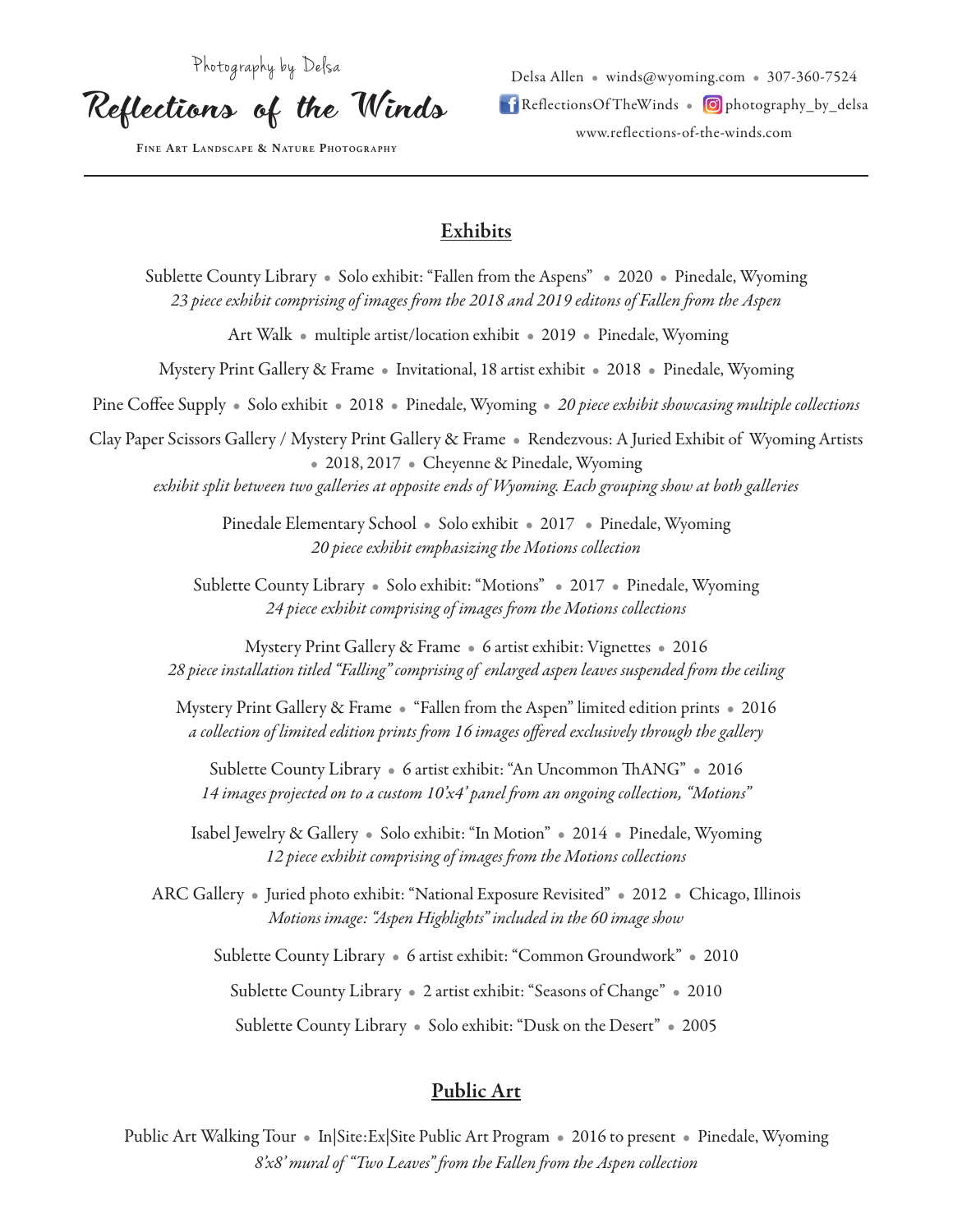Photography by Delsa

# Reflections of the Winds

FINE ART LANDSCAPE & NATURE PHOTOGRAPHY

Delsa Allen • winds@wyoming.com • 307-360-7524

ReflectionsOfTheWinds • photography_by_delsa

www.reflections-of-the-winds.com

---

## Exhibits

Sublette County Library • Solo exhibit: "Fallen from the Aspens" • 2020 • Pinedale, Wyoming
*23 piece exhibit comprising of images from the 2018 and 2019 editons of Fallen from the Aspen*

Art Walk • multiple artist/location exhibit • 2019 • Pinedale, Wyoming

Mystery Print Gallery & Frame • Invitational, 18 artist exhibit • 2018 • Pinedale, Wyoming

Pine Coffee Supply • Solo exhibit • 2018 • Pinedale, Wyoming • *20 piece exhibit showcasing multiple collections*

Clay Paper Scissors Gallery / Mystery Print Gallery & Frame • Rendezvous: A Juried Exhibit of Wyoming Artists • 2018, 2017 • Cheyenne & Pinedale, Wyoming
*exhibit split between two galleries at opposite ends of Wyoming. Each grouping show at both galleries*

Pinedale Elementary School • Solo exhibit • 2017 • Pinedale, Wyoming
*20 piece exhibit emphasizing the Motions collection*

Sublette County Library • Solo exhibit: "Motions" • 2017 • Pinedale, Wyoming
*24 piece exhibit comprising of images from the Motions collections*

Mystery Print Gallery & Frame • 6 artist exhibit: Vignettes • 2016
*28 piece installation titled "Falling" comprising of enlarged aspen leaves suspended from the ceiling*

Mystery Print Gallery & Frame • "Fallen from the Aspen" limited edition prints • 2016
*a collection of limited edition prints from 16 images offered exclusively through the gallery*

Sublette County Library • 6 artist exhibit: "An Uncommon ThANG" • 2016
*14 images projected on to a custom 10'x4' panel from an ongoing collection, "Motions"*

Isabel Jewelry & Gallery • Solo exhibit: "In Motion" • 2014 • Pinedale, Wyoming
*12 piece exhibit comprising of images from the Motions collections*

ARC Gallery • Juried photo exhibit: "National Exposure Revisited" • 2012 • Chicago, Illinois
*Motions image: "Aspen Highlights" included in the 60 image show*

Sublette County Library • 6 artist exhibit: "Common Groundwork" • 2010

Sublette County Library • 2 artist exhibit: "Seasons of Change" • 2010

Sublette County Library • Solo exhibit: "Dusk on the Desert" • 2005

## Public Art

Public Art Walking Tour • In|Site:Ex|Site Public Art Program • 2016 to present • Pinedale, Wyoming
*8'x8' mural of "Two Leaves" from the Fallen from the Aspen collection*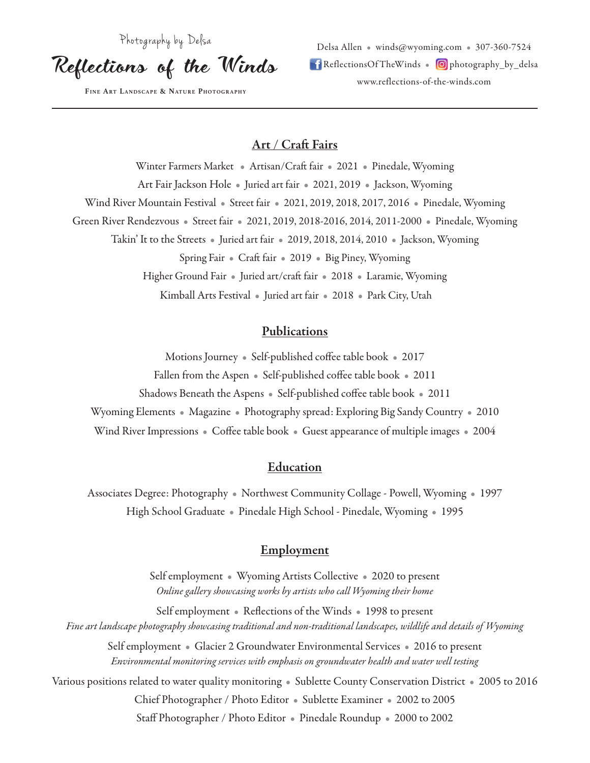Photography by Delsa

# Reflections of the Winds

**Fine Art Landscape & Nature Photography**

Delsa Allen • winds@wyoming.com • 307-360-7524
ReflectionsOfTheWinds • photography_by_delsa
www.reflections-of-the-winds.com

---

## Art / Craft Fairs

Winter Farmers Market • Artisan/Craft fair • 2021 • Pinedale, Wyoming

Art Fair Jackson Hole • Juried art fair • 2021, 2019 • Jackson, Wyoming

Wind River Mountain Festival • Street fair • 2021, 2019, 2018, 2017, 2016 • Pinedale, Wyoming

Green River Rendezvous • Street fair • 2021, 2019, 2018-2016, 2014, 2011-2000 • Pinedale, Wyoming

Takin' It to the Streets • Juried art fair • 2019, 2018, 2014, 2010 • Jackson, Wyoming

Spring Fair • Craft fair • 2019 • Big Piney, Wyoming

Higher Ground Fair • Juried art/craft fair • 2018 • Laramie, Wyoming

Kimball Arts Festival • Juried art fair • 2018 • Park City, Utah

## Publications

Motions Journey • Self-published coffee table book • 2017

Fallen from the Aspen • Self-published coffee table book • 2011

Shadows Beneath the Aspens • Self-published coffee table book • 2011

Wyoming Elements • Magazine • Photography spread: Exploring Big Sandy Country • 2010

Wind River Impressions • Coffee table book • Guest appearance of multiple images • 2004

## Education

Associates Degree: Photography • Northwest Community Collage - Powell, Wyoming • 1997

High School Graduate • Pinedale High School - Pinedale, Wyoming • 1995

## Employment

Self employment • Wyoming Artists Collective • 2020 to present
*Online gallery showcasing works by artists who call Wyoming their home*

Self employment • Reflections of the Winds • 1998 to present
*Fine art landscape photography showcasing traditional and non-traditional landscapes, wildlife and details of Wyoming*

Self employment • Glacier 2 Groundwater Environmental Services • 2016 to present
*Environmental monitoring services with emphasis on groundwater health and water well testing*

Various positions related to water quality monitoring • Sublette County Conservation District • 2005 to 2016

Chief Photographer / Photo Editor • Sublette Examiner • 2002 to 2005

Staff Photographer / Photo Editor • Pinedale Roundup • 2000 to 2002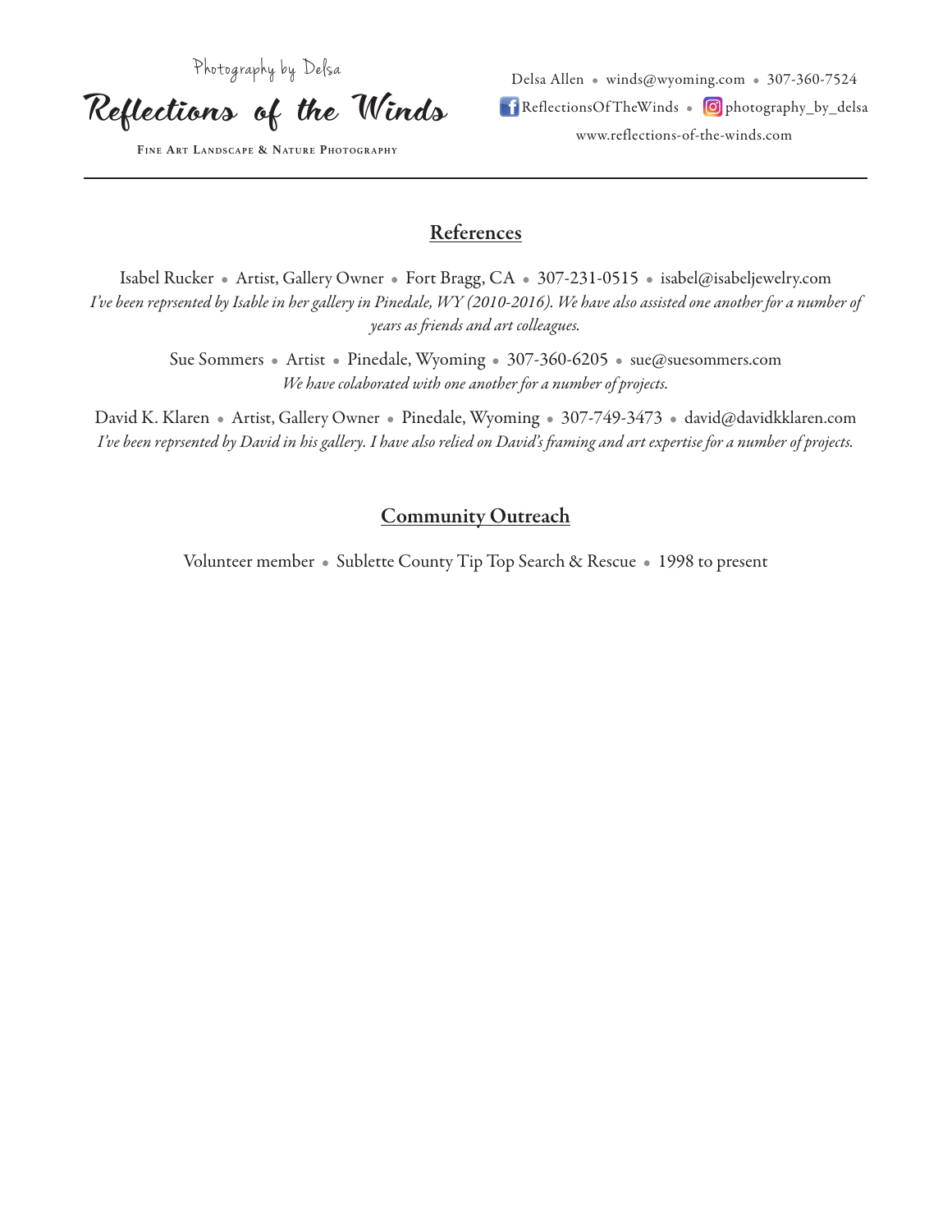Photography by Delsa

# Reflections of the Winds

FINE ART LANDSCAPE & NATURE PHOTOGRAPHY

Delsa Allen • winds@wyoming.com • 307-360-7524

ReflectionsOfTheWinds • photography_by_delsa

www.reflections-of-the-winds.com

---

## References

Isabel Rucker • Artist, Gallery Owner • Fort Bragg, CA • 307-231-0515 • isabel@isabeljewelry.com

*I've been reprsented by Isable in her gallery in Pinedale, WY (2010-2016). We have also assisted one another for a number of years as friends and art colleagues.*

Sue Sommers • Artist • Pinedale, Wyoming • 307-360-6205 • sue@suesommers.com

*We have colaborated with one another for a number of projects.*

David K. Klaren • Artist, Gallery Owner • Pinedale, Wyoming • 307-749-3473 • david@davidkklaren.com

*I've been reprsented by David in his gallery. I have also relied on David's framing and art expertise for a number of projects.*

## Community Outreach

Volunteer member • Sublette County Tip Top Search & Rescue • 1998 to present